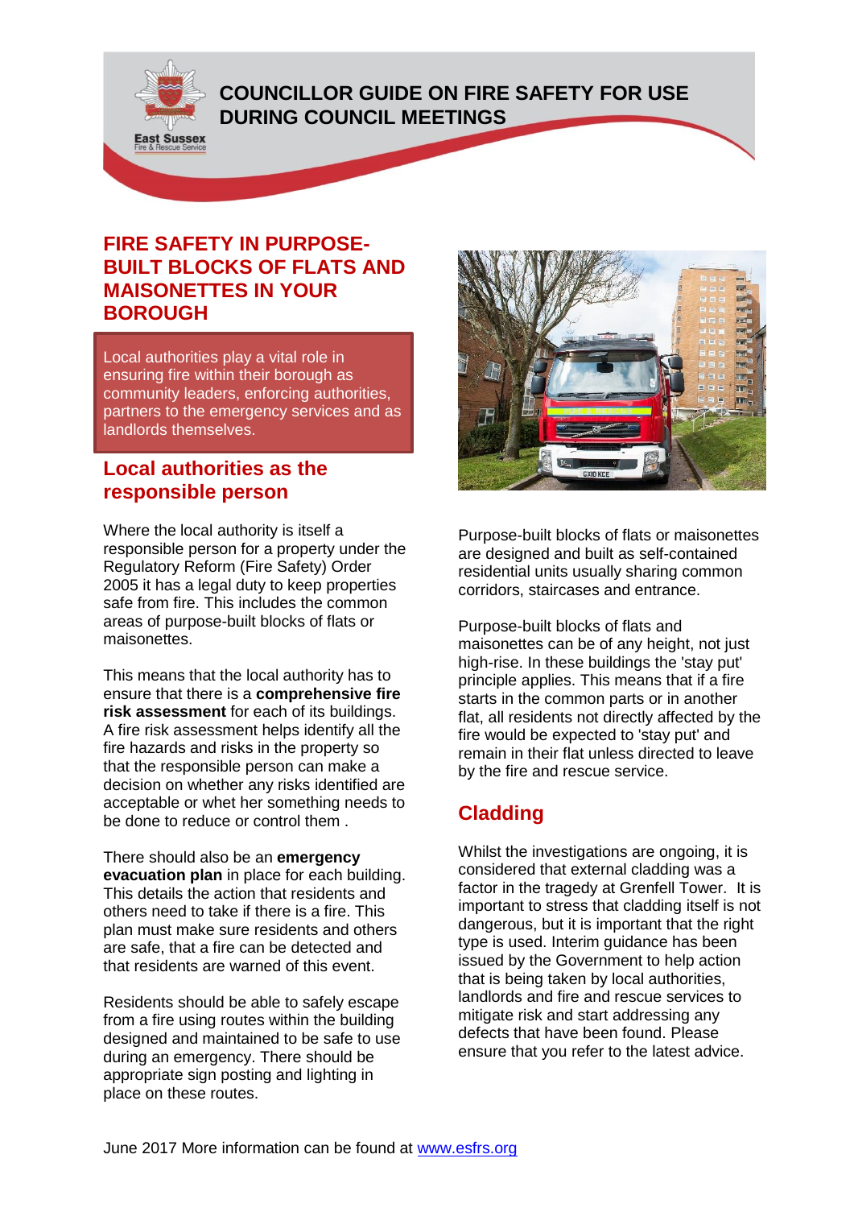# COUNCILLOR GUIDE ON FIRE SAFETY FOR USE DURING COUNCIL MEETINGS

## FIRE SAFETY IN PURPOSE-BUILT BLOCKS OF FLATS AND MAISONETTES IN YOUR BOROUGH

Local authorities play a vital role in ensuring fire within their borough as community leaders, enforcing authorities, partners to the emergency services and as landlords themselves.

### Local authorities as the responsible person

Where the local authority is itself a responsible person for a property under the Regulatory Reform (Fire Safety) Order 2005 it has a legal duty to keep properties safe from fire. This includes the common areas of purpose-built blocks of flats or maisonettes.

This means that the local authority has to ensure that there is a **comprehensive fire risk assessment** for each of its buildings. A fire risk assessment helps identify all the fire hazards and risks in the property so that the responsible person can make a decision on whether any risks identified are acceptable or whet her something needs to be done to reduce or control them .

There should also be an **emergency evacuation plan** in place for each building. This details the action that residents and others need to take if there is a fire. This plan must make sure residents and others are safe, that a fire can be detected and that residents are warned of this event.

Residents should be able to safely escape from a fire using routes within the building designed and maintained to be safe to use during an emergency. There should be appropriate sign posting and lighting in place on these routes.

Purpose-built blocks of flats or maisonettes are designed and built as self-contained residential units usually sharing common corridors, staircases and entrance.

Purpose-built blocks of flats and maisonettes can be of any height, not just high-rise. In these buildings the 'stay put' principle applies. This means that if a fire starts in the common parts or in another flat, all residents not directly affected by the fire would be expected to 'stay put' and remain in their flat unless directed to leave by the fire and rescue service.

### Cladding

Whilst the investigations are ongoing, it is considered that external cladding was a factor in the tragedy at Grenfell Tower. It is important to stress that cladding itself is not dangerous, but it is important that the right type is used. Interim guidance has been issued by the Government to help action that is being taken by local authorities, landlords and fire and rescue services to mitigate risk and start addressing any defects that have been found. Please ensure that you refer to the latest advice.

June 2017 More information can be found at www.esfrs.org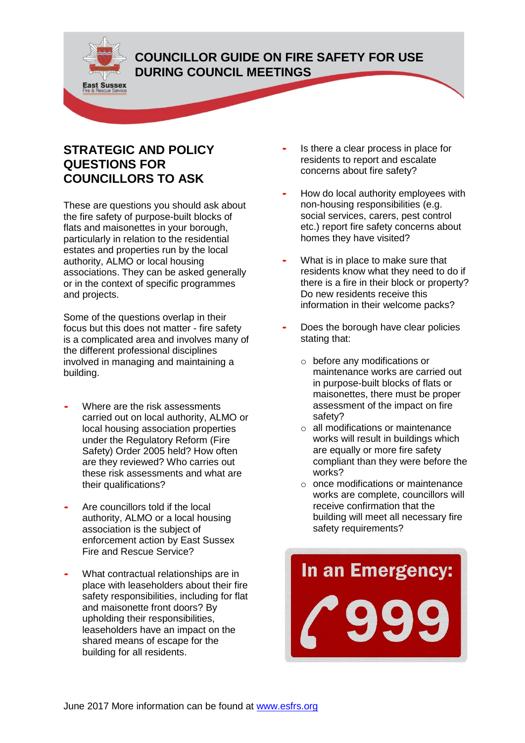# COUNCILLOR GUIDE ON FIRE SAFETY FOR USE DURING COUNCIL MEETINGS

## STRATEGIC AND POLICY QUESTIONS FOR COUNCILLORS TO ASK

These are questions you should ask about the fire safety of purpose-built blocks of flats and maisonettes in your borough, particularly in relation to the residential estates and properties run by the local authority, ALMO or local housing associations. They can be asked generally or in the context of specific programmes and projects.

Some of the questions overlap in their focus but this does not matter - fire safety is a complicated area and involves many of the different professional disciplines involved in managing and maintaining a building.

- Where are the risk assessments carried out on local authority, ALMO or local housing association properties under the Regulatory Reform (Fire Safety) Order 2005 held? How often are they reviewed? Who carries out these risk assessments and what are their qualifications?
- Are councillors told if the local authority, ALMO or a local housing association is the subject of enforcement action by East Sussex Fire and Rescue Service?
- What contractual relationships are in place with leaseholders about their fire safety responsibilities, including for flat and maisonette front doors? By upholding their responsibilities, leaseholders have an impact on the shared means of escape for the building for all residents.
- Is there a clear process in place for residents to report and escalate concerns about fire safety?
- How do local authority employees with non-housing responsibilities (e.g. social services, carers, pest control etc.) report fire safety concerns about homes they have visited?
- What is in place to make sure that residents know what they need to do if there is a fire in their block or property? Do new residents receive this information in their welcome packs?
- Does the borough have clear policies stating that:
  - before any modifications or maintenance works are carried out in purpose-built blocks of flats or maisonettes, there must be proper assessment of the impact on fire safety?
  - all modifications or maintenance works will result in buildings which are equally or more fire safety compliant than they were before the works?
  - once modifications or maintenance works are complete, councillors will receive confirmation that the building will meet all necessary fire safety requirements?

**In an Emergency: 999**

June 2017 More information can be found at [www.esfrs.org](http://www.esfrs.org)